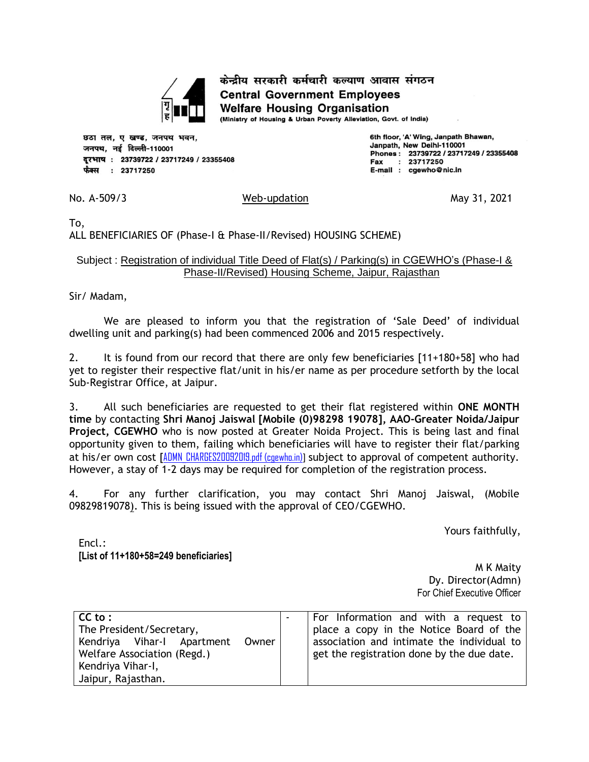केन्द्रीय सरकारी कर्मचारी कल्याण आवास संगठन

**Central Government Employees Welfare Housing Organisation**

**(Ministry of Housing & Urban Poverty Alleviation, Govt. of India)**

छठा तल, ए खण्ड, जनपथ भवन,
जनपथ, नई दिल्ली-110001
दूरभाष : 23739722 / 23717249 / 23355408
फैक्स : 23717250

6th floor, 'A' Wing, Janpath Bhawan,
Janpath, New Delhi-110001
Phones : 23739722 / 23717249 / 23355408
Fax : 23717250
E-mail : cgewho@nic.in

No. A-509/3 | Web-updation | May 31, 2021

To,
ALL BENEFICIARIES OF (Phase-I & Phase-II/Revised) HOUSING SCHEME)

Subject : Registration of individual Title Deed of Flat(s) / Parking(s) in CGEWHO's (Phase-I & Phase-II/Revised) Housing Scheme, Jaipur, Rajasthan

Sir/ Madam,

We are pleased to inform you that the registration of 'Sale Deed' of individual dwelling unit and parking(s) had been commenced 2006 and 2015 respectively.

2. It is found from our record that there are only few beneficiaries [11+180+58] who had yet to register their respective flat/unit in his/er name as per procedure setforth by the local Sub-Registrar Office, at Jaipur.

3. All such beneficiaries are requested to get their flat registered within **ONE MONTH time** by contacting **Shri Manoj Jaiswal [Mobile (0)98298 19078], AAO-Greater Noida/Jaipur Project, CGEWHO** who is now posted at Greater Noida Project. This is being last and final opportunity given to them, failing which beneficiaries will have to register their flat/parking at his/er own cost [ADMN CHARGES20092019.pdf (cgewho.in)] subject to approval of competent authority. However, a stay of 1-2 days may be required for completion of the registration process.

4. For any further clarification, you may contact Shri Manoj Jaiswal, (Mobile 09829819078). This is being issued with the approval of CEO/CGEWHO.

Yours faithfully,

Encl.:
**[List of 11+180+58=249 beneficiaries]**

M K Maity
Dy. Director(Admn)
For Chief Executive Officer

| CC to : The President/Secretary, Kendriya Vihar-I Apartment Owner Welfare Association (Regd.) Kendriya Vihar-I, Jaipur, Rajasthan. | - | For Information and with a request to place a copy in the Notice Board of the association and intimate the individual to get the registration done by the due date. |
|---|---|---|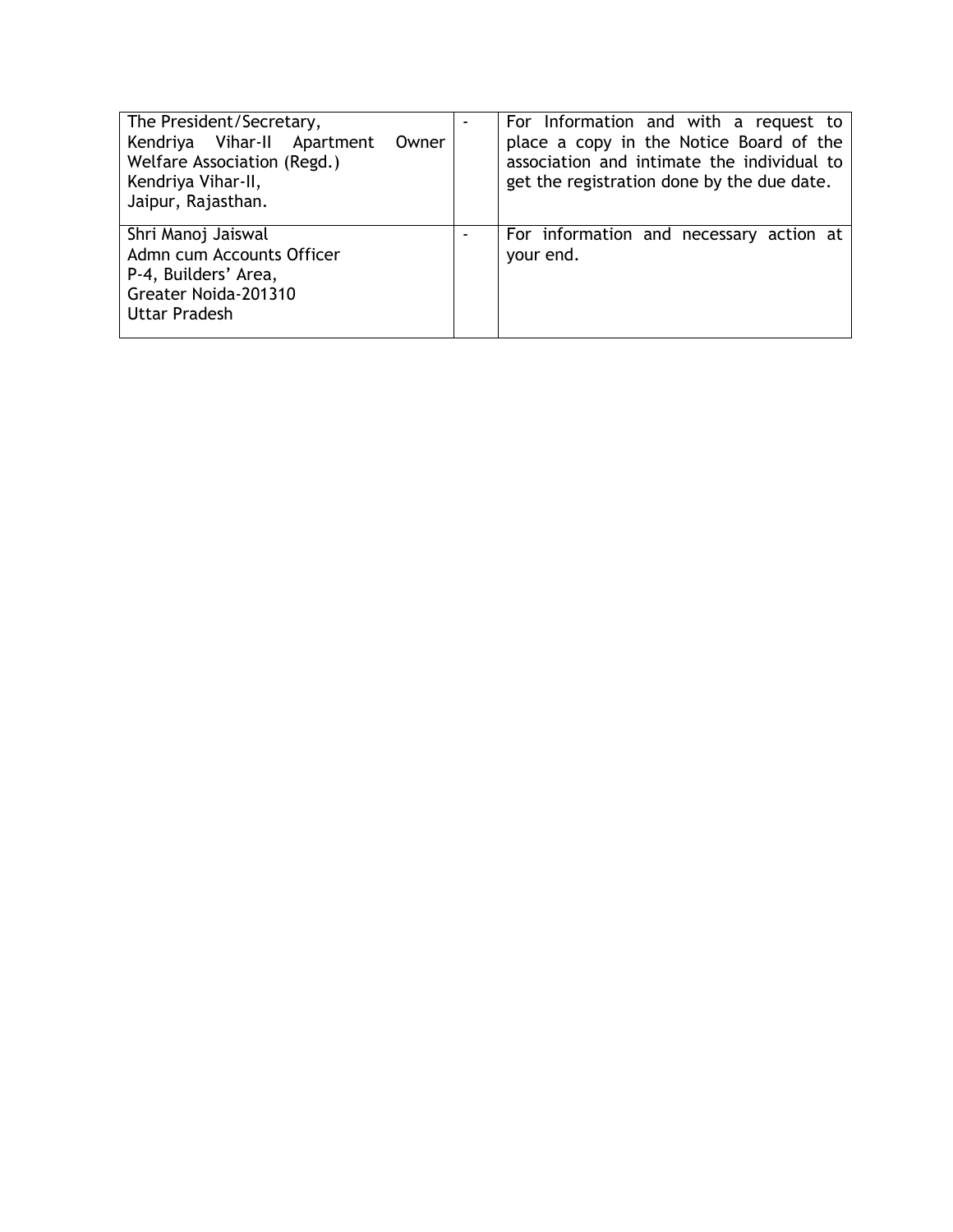| | | |
|---|---|---|
| The President/Secretary,<br>Kendriya Vihar-II Apartment Owner Welfare Association (Regd.)<br>Kendriya Vihar-II,<br>Jaipur, Rajasthan. | - | For Information and with a request to place a copy in the Notice Board of the association and intimate the individual to get the registration done by the due date. |
| Shri Manoj Jaiswal<br>Admn cum Accounts Officer<br>P-4, Builders' Area,<br>Greater Noida-201310<br>Uttar Pradesh | - | For information and necessary action at your end. |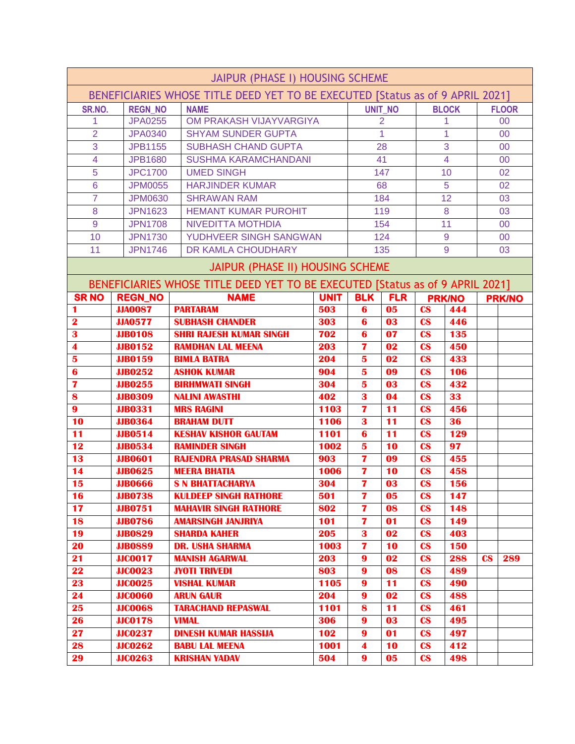## JAIPUR (PHASE I) HOUSING SCHEME

### BENEFICIARIES WHOSE TITLE DEED YET TO BE EXECUTED [Status as of 9 APRIL 2021]

| SR.NO. | REGN_NO | NAME | UNIT_NO | BLOCK | FLOOR |
|---|---|---|---|---|---|
| 1 | JPA0255 | OM PRAKASH VIJAYVARGIYA | 2 | 1 | 00 |
| 2 | JPA0340 | SHYAM SUNDER GUPTA | 1 | 1 | 00 |
| 3 | JPB1155 | SUBHASH CHAND GUPTA | 28 | 3 | 00 |
| 4 | JPB1680 | SUSHMA KARAMCHANDANI | 41 | 4 | 00 |
| 5 | JPC1700 | UMED SINGH | 147 | 10 | 02 |
| 6 | JPM0055 | HARJINDER KUMAR | 68 | 5 | 02 |
| 7 | JPM0630 | SHRAWAN RAM | 184 | 12 | 03 |
| 8 | JPN1623 | HEMANT KUMAR PUROHIT | 119 | 8 | 03 |
| 9 | JPN1708 | NIVEDITTA MOTHDIA | 154 | 11 | 00 |
| 10 | JPN1730 | YUDHVEER SINGH SANGWAN | 124 | 9 | 00 |
| 11 | JPN1746 | DR KAMLA CHOUDHARY | 135 | 9 | 03 |

## JAIPUR (PHASE II) HOUSING SCHEME

### BENEFICIARIES WHOSE TITLE DEED YET TO BE EXECUTED [Status as of 9 APRIL 2021]

| SR NO | REGN_NO | NAME | UNIT | BLK | FLR | PRK/NO | | PRK/NO | |
|---|---|---|---|---|---|---|---|---|---|
| 1 | JJA0087 | PARTARAM | 503 | 6 | 05 | CS | 444 | | |
| 2 | JJA0577 | SUBHASH CHANDER | 303 | 6 | 03 | CS | 446 | | |
| 3 | JJB0108 | SHRI RAJESH KUMAR SINGH | 702 | 6 | 07 | CS | 135 | | |
| 4 | JJB0152 | RAMDHAN LAL MEENA | 203 | 7 | 02 | CS | 450 | | |
| 5 | JJB0159 | BIMLA BATRA | 204 | 5 | 02 | CS | 433 | | |
| 6 | JJB0252 | ASHOK KUMAR | 904 | 5 | 09 | CS | 106 | | |
| 7 | JJB0255 | BIRHMWATI SINGH | 304 | 5 | 03 | CS | 432 | | |
| 8 | JJB0309 | NALINI AWASTHI | 402 | 3 | 04 | CS | 33 | | |
| 9 | JJB0331 | MRS RAGINI | 1103 | 7 | 11 | CS | 456 | | |
| 10 | JJB0364 | BRAHAM DUTT | 1106 | 3 | 11 | CS | 36 | | |
| 11 | JJB0514 | KESHAV KISHOR GAUTAM | 1101 | 6 | 11 | CS | 129 | | |
| 12 | JJB0534 | RAMINDER SINGH | 1002 | 5 | 10 | CS | 97 | | |
| 13 | JJB0601 | RAJENDRA PRASAD SHARMA | 903 | 7 | 09 | CS | 455 | | |
| 14 | JJB0625 | MEERA BHATIA | 1006 | 7 | 10 | CS | 458 | | |
| 15 | JJB0666 | S N BHATTACHARYA | 304 | 7 | 03 | CS | 156 | | |
| 16 | JJB0738 | KULDEEP SINGH RATHORE | 501 | 7 | 05 | CS | 147 | | |
| 17 | JJB0751 | MAHAVIR SINGH RATHORE | 802 | 7 | 08 | CS | 148 | | |
| 18 | JJB0786 | AMARSINGH JANJRIYA | 101 | 7 | 01 | CS | 149 | | |
| 19 | JJB0829 | SHARDA KAHER | 205 | 3 | 02 | CS | 403 | | |
| 20 | JJB0889 | DR. USHA SHARMA | 1003 | 7 | 10 | CS | 150 | | |
| 21 | JJC0017 | MANISH AGARWAL | 203 | 9 | 02 | CS | 288 | CS | 289 |
| 22 | JJC0023 | JYOTI TRIVEDI | 803 | 9 | 08 | CS | 489 | | |
| 23 | JJC0025 | VISHAL KUMAR | 1105 | 9 | 11 | CS | 490 | | |
| 24 | JJC0060 | ARUN GAUR | 204 | 9 | 02 | CS | 488 | | |
| 25 | JJC0068 | TARACHAND REPASWAL | 1101 | 8 | 11 | CS | 461 | | |
| 26 | JJC0178 | VIMAL | 306 | 9 | 03 | CS | 495 | | |
| 27 | JJC0237 | DINESH KUMAR HASSIJA | 102 | 9 | 01 | CS | 497 | | |
| 28 | JJC0262 | BABU LAL MEENA | 1001 | 4 | 10 | CS | 412 | | |
| 29 | JJC0263 | KRISHAN YADAV | 504 | 9 | 05 | CS | 498 | | |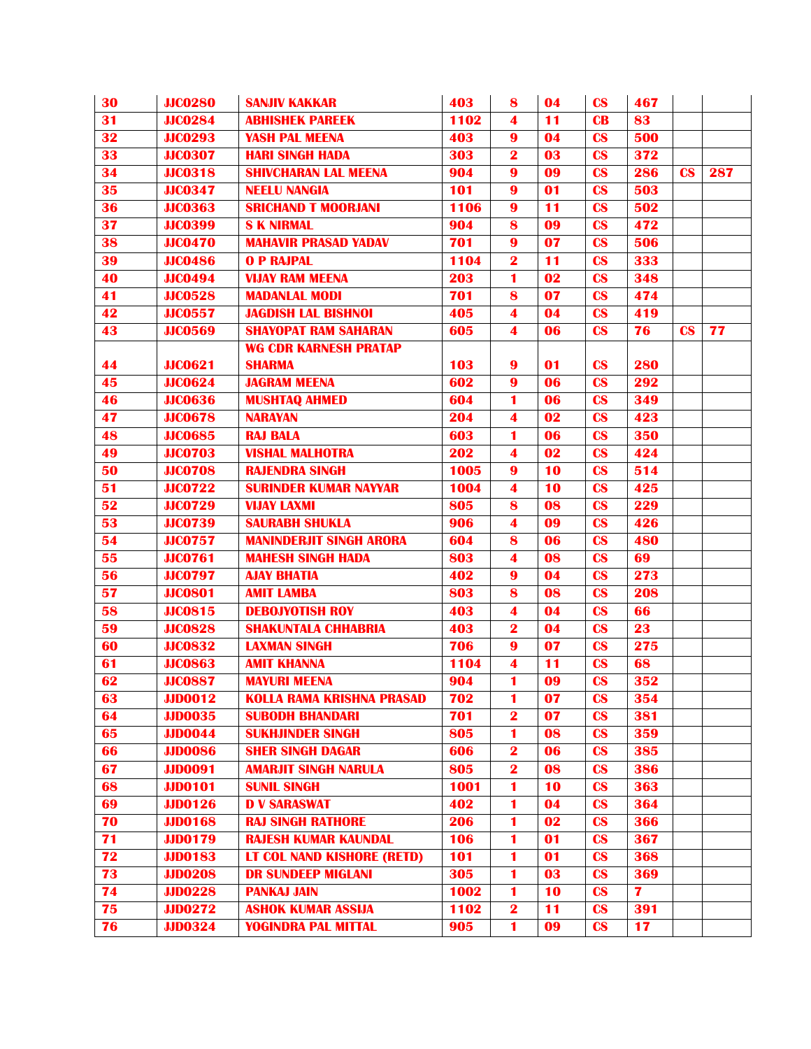| | | | | | | | | | |
|---|---|---|---|---|---|---|---|---|---|
| 30 | JJC0280 | SANJIV KAKKAR | 403 | 8 | 04 | CS | 467 | | |
| 31 | JJC0284 | ABHISHEK PAREEK | 1102 | 4 | 11 | CB | 83 | | |
| 32 | JJC0293 | YASH PAL MEENA | 403 | 9 | 04 | CS | 500 | | |
| 33 | JJC0307 | HARI SINGH HADA | 303 | 2 | 03 | CS | 372 | | |
| 34 | JJC0318 | SHIVCHARAN LAL MEENA | 904 | 9 | 09 | CS | 286 | CS | 287 |
| 35 | JJC0347 | NEELU NANGIA | 101 | 9 | 01 | CS | 503 | | |
| 36 | JJC0363 | SRICHAND T MOORJANI | 1106 | 9 | 11 | CS | 502 | | |
| 37 | JJC0399 | S K NIRMAL | 904 | 8 | 09 | CS | 472 | | |
| 38 | JJC0470 | MAHAVIR PRASAD YADAV | 701 | 9 | 07 | CS | 506 | | |
| 39 | JJC0486 | O P RAJPAL | 1104 | 2 | 11 | CS | 333 | | |
| 40 | JJC0494 | VIJAY RAM MEENA | 203 | 1 | 02 | CS | 348 | | |
| 41 | JJC0528 | MADANLAL MODI | 701 | 8 | 07 | CS | 474 | | |
| 42 | JJC0557 | JAGDISH LAL BISHNOI | 405 | 4 | 04 | CS | 419 | | |
| 43 | JJC0569 | SHAYOPAT RAM SAHARAN | 605 | 4 | 06 | CS | 76 | CS | 77 |
| 44 | JJC0621 | WG CDR KARNESH PRATAP SHARMA | 103 | 9 | 01 | CS | 280 | | |
| 45 | JJC0624 | JAGRAM MEENA | 602 | 9 | 06 | CS | 292 | | |
| 46 | JJC0636 | MUSHTAQ AHMED | 604 | 1 | 06 | CS | 349 | | |
| 47 | JJC0678 | NARAYAN | 204 | 4 | 02 | CS | 423 | | |
| 48 | JJC0685 | RAJ BALA | 603 | 1 | 06 | CS | 350 | | |
| 49 | JJC0703 | VISHAL MALHOTRA | 202 | 4 | 02 | CS | 424 | | |
| 50 | JJC0708 | RAJENDRA SINGH | 1005 | 9 | 10 | CS | 514 | | |
| 51 | JJC0722 | SURINDER KUMAR NAYYAR | 1004 | 4 | 10 | CS | 425 | | |
| 52 | JJC0729 | VIJAY LAXMI | 805 | 8 | 08 | CS | 229 | | |
| 53 | JJC0739 | SAURABH SHUKLA | 906 | 4 | 09 | CS | 426 | | |
| 54 | JJC0757 | MANINDERJIT SINGH ARORA | 604 | 8 | 06 | CS | 480 | | |
| 55 | JJC0761 | MAHESH SINGH HADA | 803 | 4 | 08 | CS | 69 | | |
| 56 | JJC0797 | AJAY BHATIA | 402 | 9 | 04 | CS | 273 | | |
| 57 | JJC0801 | AMIT LAMBA | 803 | 8 | 08 | CS | 208 | | |
| 58 | JJC0815 | DEBOJYOTISH ROY | 403 | 4 | 04 | CS | 66 | | |
| 59 | JJC0828 | SHAKUNTALA CHHABRIA | 403 | 2 | 04 | CS | 23 | | |
| 60 | JJC0832 | LAXMAN SINGH | 706 | 9 | 07 | CS | 275 | | |
| 61 | JJC0863 | AMIT KHANNA | 1104 | 4 | 11 | CS | 68 | | |
| 62 | JJC0887 | MAYURI MEENA | 904 | 1 | 09 | CS | 352 | | |
| 63 | JJD0012 | KOLLA RAMA KRISHNA PRASAD | 702 | 1 | 07 | CS | 354 | | |
| 64 | JJD0035 | SUBODH BHANDARI | 701 | 2 | 07 | CS | 381 | | |
| 65 | JJD0044 | SUKHJINDER SINGH | 805 | 1 | 08 | CS | 359 | | |
| 66 | JJD0086 | SHER SINGH DAGAR | 606 | 2 | 06 | CS | 385 | | |
| 67 | JJD0091 | AMARJIT SINGH NARULA | 805 | 2 | 08 | CS | 386 | | |
| 68 | JJD0101 | SUNIL SINGH | 1001 | 1 | 10 | CS | 363 | | |
| 69 | JJD0126 | D V SARASWAT | 402 | 1 | 04 | CS | 364 | | |
| 70 | JJD0168 | RAJ SINGH RATHORE | 206 | 1 | 02 | CS | 366 | | |
| 71 | JJD0179 | RAJESH KUMAR KAUNDAL | 106 | 1 | 01 | CS | 367 | | |
| 72 | JJD0183 | LT COL NAND KISHORE (RETD) | 101 | 1 | 01 | CS | 368 | | |
| 73 | JJD0208 | DR SUNDEEP MIGLANI | 305 | 1 | 03 | CS | 369 | | |
| 74 | JJD0228 | PANKAJ JAIN | 1002 | 1 | 10 | CS | 7 | | |
| 75 | JJD0272 | ASHOK KUMAR ASSIJA | 1102 | 2 | 11 | CS | 391 | | |
| 76 | JJD0324 | YOGINDRA PAL MITTAL | 905 | 1 | 09 | CS | 17 | | |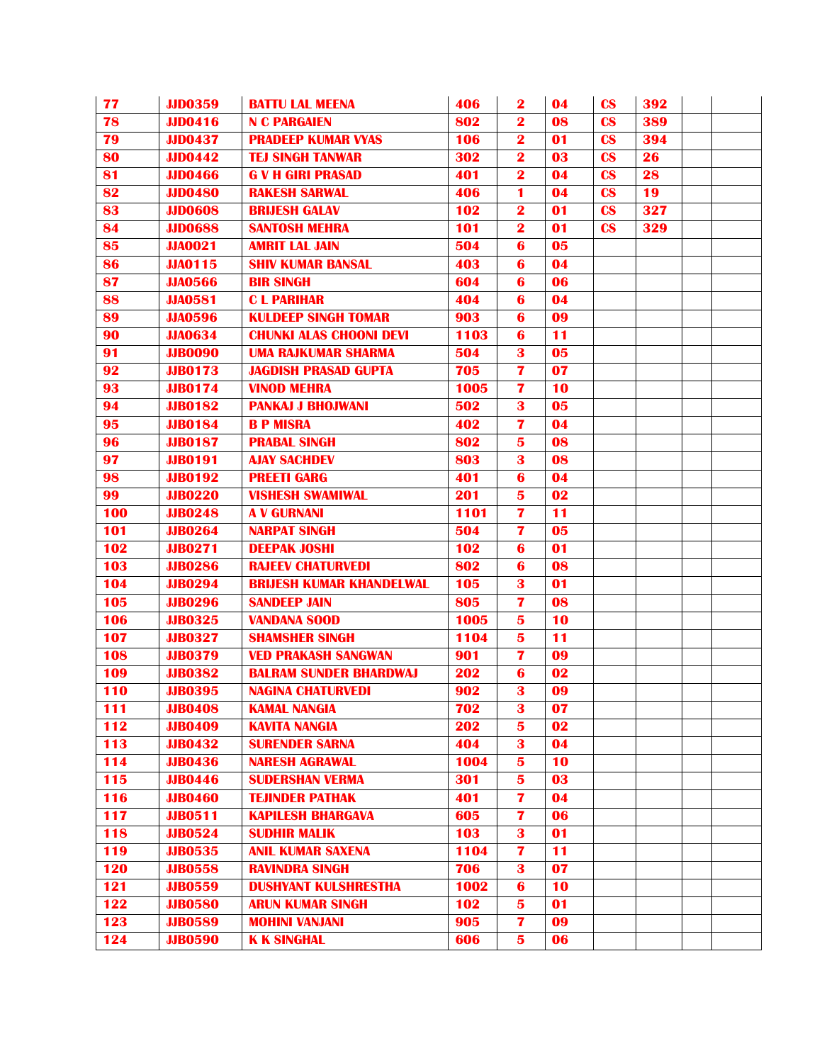| | | | | | | | | | |
|---|---|---|---|---|---|---|---|---|---|
| 77 | JJD0359 | BATTU LAL MEENA | 406 | 2 | 04 | CS | 392 | | |
| 78 | JJD0416 | N C PARGAIEN | 802 | 2 | 08 | CS | 389 | | |
| 79 | JJD0437 | PRADEEP KUMAR VYAS | 106 | 2 | 01 | CS | 394 | | |
| 80 | JJD0442 | TEJ SINGH TANWAR | 302 | 2 | 03 | CS | 26 | | |
| 81 | JJD0466 | G V H GIRI PRASAD | 401 | 2 | 04 | CS | 28 | | |
| 82 | JJD0480 | RAKESH SARWAL | 406 | 1 | 04 | CS | 19 | | |
| 83 | JJD0608 | BRIJESH GALAV | 102 | 2 | 01 | CS | 327 | | |
| 84 | JJD0688 | SANTOSH MEHRA | 101 | 2 | 01 | CS | 329 | | |
| 85 | JJA0021 | AMRIT LAL JAIN | 504 | 6 | 05 | | | | |
| 86 | JJA0115 | SHIV KUMAR BANSAL | 403 | 6 | 04 | | | | |
| 87 | JJA0566 | BIR SINGH | 604 | 6 | 06 | | | | |
| 88 | JJA0581 | C L PARIHAR | 404 | 6 | 04 | | | | |
| 89 | JJA0596 | KULDEEP SINGH TOMAR | 903 | 6 | 09 | | | | |
| 90 | JJA0634 | CHUNKI ALAS CHOONI DEVI | 1103 | 6 | 11 | | | | |
| 91 | JJB0090 | UMA RAJKUMAR SHARMA | 504 | 3 | 05 | | | | |
| 92 | JJB0173 | JAGDISH PRASAD GUPTA | 705 | 7 | 07 | | | | |
| 93 | JJB0174 | VINOD MEHRA | 1005 | 7 | 10 | | | | |
| 94 | JJB0182 | PANKAJ J BHOJWANI | 502 | 3 | 05 | | | | |
| 95 | JJB0184 | B P MISRA | 402 | 7 | 04 | | | | |
| 96 | JJB0187 | PRABAL SINGH | 802 | 5 | 08 | | | | |
| 97 | JJB0191 | AJAY SACHDEV | 803 | 3 | 08 | | | | |
| 98 | JJB0192 | PREETI GARG | 401 | 6 | 04 | | | | |
| 99 | JJB0220 | VISHESH SWAMIWAL | 201 | 5 | 02 | | | | |
| 100 | JJB0248 | A V GURNANI | 1101 | 7 | 11 | | | | |
| 101 | JJB0264 | NARPAT SINGH | 504 | 7 | 05 | | | | |
| 102 | JJB0271 | DEEPAK JOSHI | 102 | 6 | 01 | | | | |
| 103 | JJB0286 | RAJEEV CHATURVEDI | 802 | 6 | 08 | | | | |
| 104 | JJB0294 | BRIJESH KUMAR KHANDELWAL | 105 | 3 | 01 | | | | |
| 105 | JJB0296 | SANDEEP JAIN | 805 | 7 | 08 | | | | |
| 106 | JJB0325 | VANDANA SOOD | 1005 | 5 | 10 | | | | |
| 107 | JJB0327 | SHAMSHER SINGH | 1104 | 5 | 11 | | | | |
| 108 | JJB0379 | VED PRAKASH SANGWAN | 901 | 7 | 09 | | | | |
| 109 | JJB0382 | BALRAM SUNDER BHARDWAJ | 202 | 6 | 02 | | | | |
| 110 | JJB0395 | NAGINA CHATURVEDI | 902 | 3 | 09 | | | | |
| 111 | JJB0408 | KAMAL NANGIA | 702 | 3 | 07 | | | | |
| 112 | JJB0409 | KAVITA NANGIA | 202 | 5 | 02 | | | | |
| 113 | JJB0432 | SURENDER SARNA | 404 | 3 | 04 | | | | |
| 114 | JJB0436 | NARESH AGRAWAL | 1004 | 5 | 10 | | | | |
| 115 | JJB0446 | SUDERSHAN VERMA | 301 | 5 | 03 | | | | |
| 116 | JJB0460 | TEJINDER PATHAK | 401 | 7 | 04 | | | | |
| 117 | JJB0511 | KAPILESH BHARGAVA | 605 | 7 | 06 | | | | |
| 118 | JJB0524 | SUDHIR MALIK | 103 | 3 | 01 | | | | |
| 119 | JJB0535 | ANIL KUMAR SAXENA | 1104 | 7 | 11 | | | | |
| 120 | JJB0558 | RAVINDRA SINGH | 706 | 3 | 07 | | | | |
| 121 | JJB0559 | DUSHYANT KULSHRESTHA | 1002 | 6 | 10 | | | | |
| 122 | JJB0580 | ARUN KUMAR SINGH | 102 | 5 | 01 | | | | |
| 123 | JJB0589 | MOHINI VANJANI | 905 | 7 | 09 | | | | |
| 124 | JJB0590 | K K SINGHAL | 606 | 5 | 06 | | | | |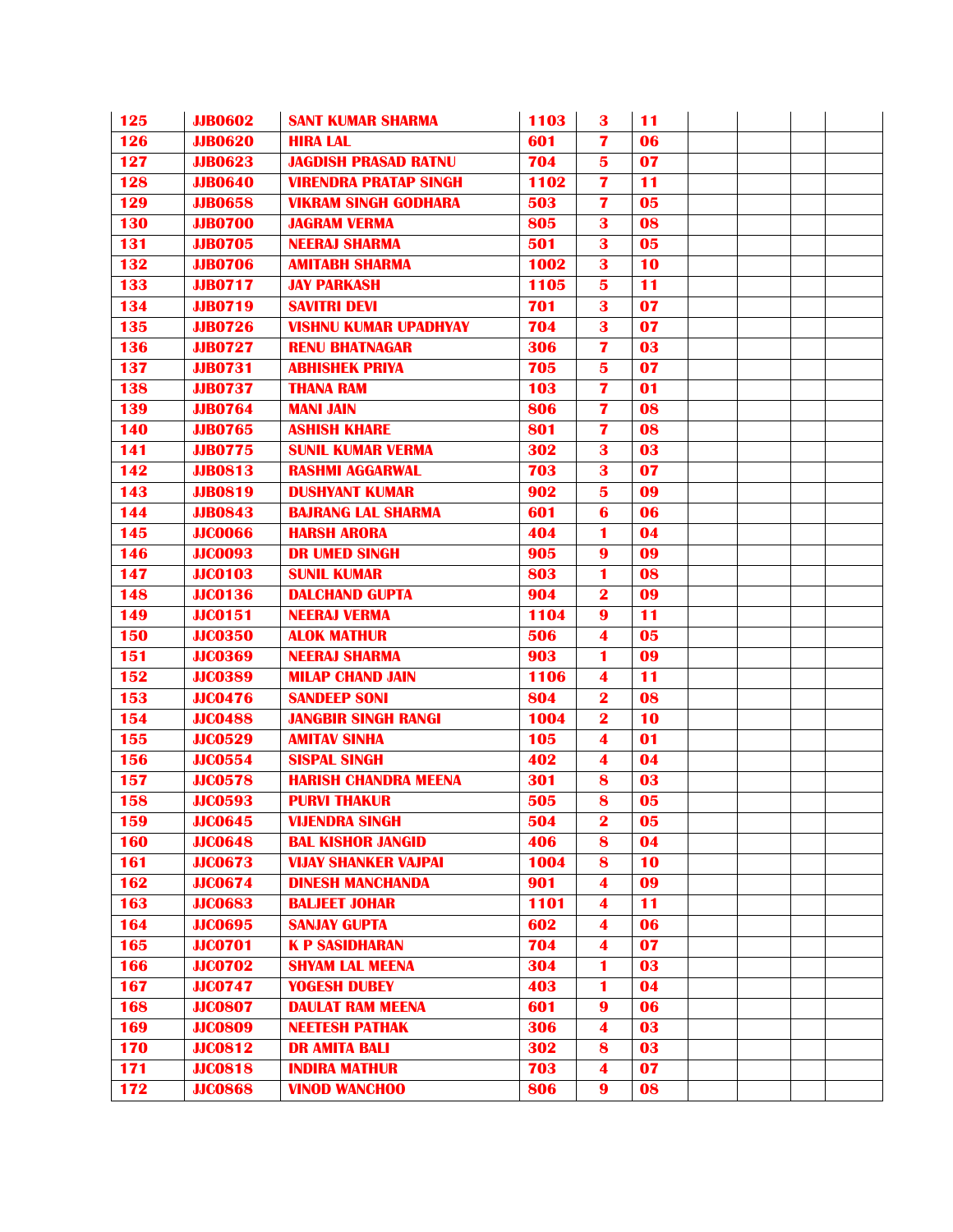| | | | | | | | | | |
|---|---|---|---|---|---|---|---|---|---|
| 125 | JJB0602 | SANT KUMAR SHARMA | 1103 | 3 | 11 | | | | |
| 126 | JJB0620 | HIRA LAL | 601 | 7 | 06 | | | | |
| 127 | JJB0623 | JAGDISH PRASAD RATNU | 704 | 5 | 07 | | | | |
| 128 | JJB0640 | VIRENDRA PRATAP SINGH | 1102 | 7 | 11 | | | | |
| 129 | JJB0658 | VIKRAM SINGH GODHARA | 503 | 7 | 05 | | | | |
| 130 | JJB0700 | JAGRAM VERMA | 805 | 3 | 08 | | | | |
| 131 | JJB0705 | NEERAJ SHARMA | 501 | 3 | 05 | | | | |
| 132 | JJB0706 | AMITABH SHARMA | 1002 | 3 | 10 | | | | |
| 133 | JJB0717 | JAY PARKASH | 1105 | 5 | 11 | | | | |
| 134 | JJB0719 | SAVITRI DEVI | 701 | 3 | 07 | | | | |
| 135 | JJB0726 | VISHNU KUMAR UPADHYAY | 704 | 3 | 07 | | | | |
| 136 | JJB0727 | RENU BHATNAGAR | 306 | 7 | 03 | | | | |
| 137 | JJB0731 | ABHISHEK PRIYA | 705 | 5 | 07 | | | | |
| 138 | JJB0737 | THANA RAM | 103 | 7 | 01 | | | | |
| 139 | JJB0764 | MANI JAIN | 806 | 7 | 08 | | | | |
| 140 | JJB0765 | ASHISH KHARE | 801 | 7 | 08 | | | | |
| 141 | JJB0775 | SUNIL KUMAR VERMA | 302 | 3 | 03 | | | | |
| 142 | JJB0813 | RASHMI AGGARWAL | 703 | 3 | 07 | | | | |
| 143 | JJB0819 | DUSHYANT KUMAR | 902 | 5 | 09 | | | | |
| 144 | JJB0843 | BAJRANG LAL SHARMA | 601 | 6 | 06 | | | | |
| 145 | JJC0066 | HARSH ARORA | 404 | 1 | 04 | | | | |
| 146 | JJC0093 | DR UMED SINGH | 905 | 9 | 09 | | | | |
| 147 | JJC0103 | SUNIL KUMAR | 803 | 1 | 08 | | | | |
| 148 | JJC0136 | DALCHAND GUPTA | 904 | 2 | 09 | | | | |
| 149 | JJC0151 | NEERAJ VERMA | 1104 | 9 | 11 | | | | |
| 150 | JJC0350 | ALOK MATHUR | 506 | 4 | 05 | | | | |
| 151 | JJC0369 | NEERAJ SHARMA | 903 | 1 | 09 | | | | |
| 152 | JJC0389 | MILAP CHAND JAIN | 1106 | 4 | 11 | | | | |
| 153 | JJC0476 | SANDEEP SONI | 804 | 2 | 08 | | | | |
| 154 | JJC0488 | JANGBIR SINGH RANGI | 1004 | 2 | 10 | | | | |
| 155 | JJC0529 | AMITAV SINHA | 105 | 4 | 01 | | | | |
| 156 | JJC0554 | SISPAL SINGH | 402 | 4 | 04 | | | | |
| 157 | JJC0578 | HARISH CHANDRA MEENA | 301 | 8 | 03 | | | | |
| 158 | JJC0593 | PURVI THAKUR | 505 | 8 | 05 | | | | |
| 159 | JJC0645 | VIJENDRA SINGH | 504 | 2 | 05 | | | | |
| 160 | JJC0648 | BAL KISHOR JANGID | 406 | 8 | 04 | | | | |
| 161 | JJC0673 | VIJAY SHANKER VAJPAI | 1004 | 8 | 10 | | | | |
| 162 | JJC0674 | DINESH MANCHANDA | 901 | 4 | 09 | | | | |
| 163 | JJC0683 | BALJEET JOHAR | 1101 | 4 | 11 | | | | |
| 164 | JJC0695 | SANJAY GUPTA | 602 | 4 | 06 | | | | |
| 165 | JJC0701 | K P SASIDHARAN | 704 | 4 | 07 | | | | |
| 166 | JJC0702 | SHYAM LAL MEENA | 304 | 1 | 03 | | | | |
| 167 | JJC0747 | YOGESH DUBEY | 403 | 1 | 04 | | | | |
| 168 | JJC0807 | DAULAT RAM MEENA | 601 | 9 | 06 | | | | |
| 169 | JJC0809 | NEETESH PATHAK | 306 | 4 | 03 | | | | |
| 170 | JJC0812 | DR AMITA BALI | 302 | 8 | 03 | | | | |
| 171 | JJC0818 | INDIRA MATHUR | 703 | 4 | 07 | | | | |
| 172 | JJC0868 | VINOD WANCHOO | 806 | 9 | 08 | | | | |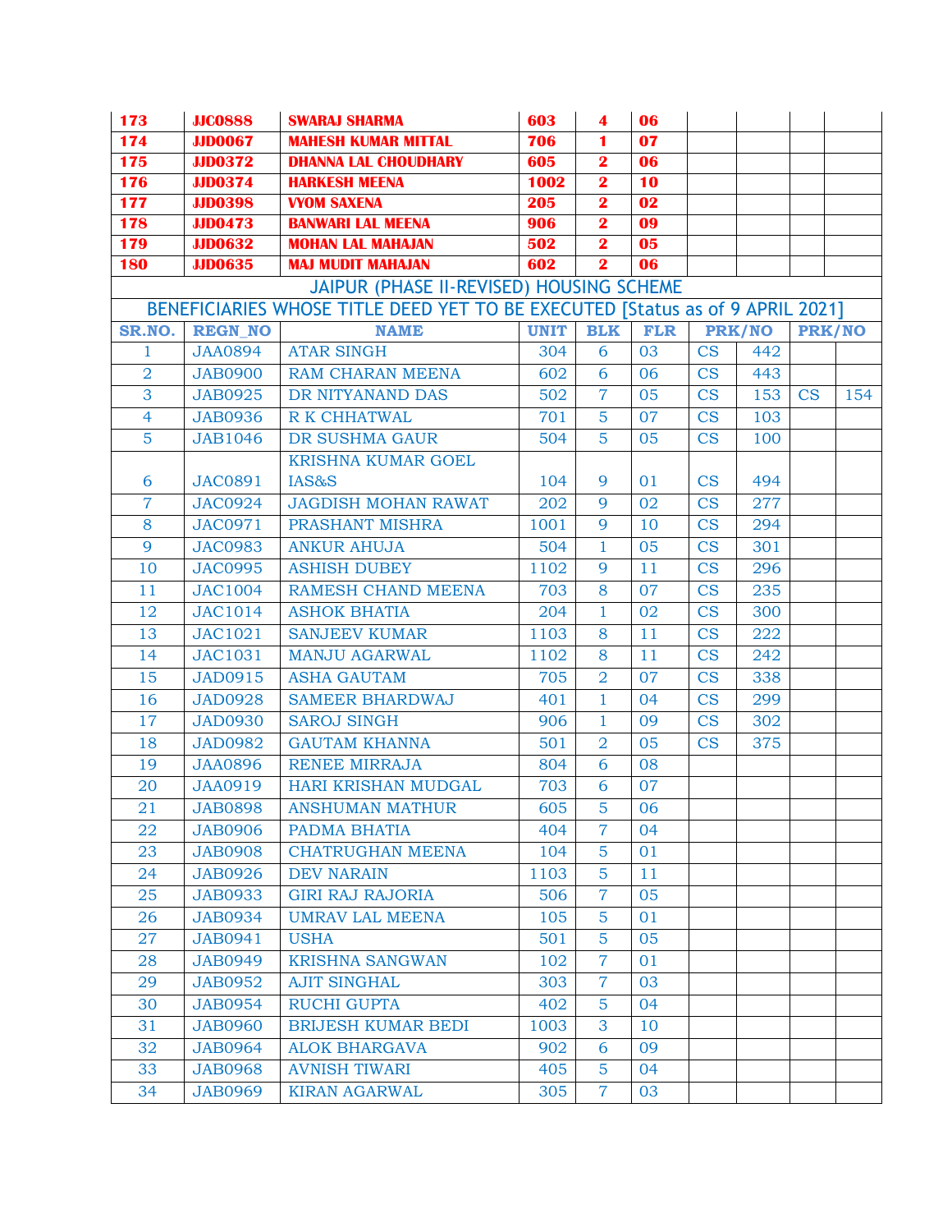| 173 | JJC0888 | SWARAJ SHARMA | 603 | 4 | 06 | | | | |
|---|---|---|---|---|---|---|---|---|---|
| 174 | JJD0067 | MAHESH KUMAR MITTAL | 706 | 1 | 07 | | | | |
| 175 | JJD0372 | DHANNA LAL CHOUDHARY | 605 | 2 | 06 | | | | |
| 176 | JJD0374 | HARKESH MEENA | 1002 | 2 | 10 | | | | |
| 177 | JJD0398 | VYOM SAXENA | 205 | 2 | 02 | | | | |
| 178 | JJD0473 | BANWARI LAL MEENA | 906 | 2 | 09 | | | | |
| 179 | JJD0632 | MOHAN LAL MAHAJAN | 502 | 2 | 05 | | | | |
| 180 | JJD0635 | MAJ MUDIT MAHAJAN | 602 | 2 | 06 | | | | |

## JAIPUR (PHASE II-REVISED) HOUSING SCHEME

## BENEFICIARIES WHOSE TITLE DEED YET TO BE EXECUTED [Status as of 9 APRIL 2021]

| SR.NO. | REGN_NO | NAME | UNIT | BLK | FLR | PRK/NO | | PRK/NO | |
|---|---|---|---|---|---|---|---|---|---|
| 1 | JAA0894 | ATAR SINGH | 304 | 6 | 03 | CS | 442 | | |
| 2 | JAB0900 | RAM CHARAN MEENA | 602 | 6 | 06 | CS | 443 | | |
| 3 | JAB0925 | DR NITYANAND DAS | 502 | 7 | 05 | CS | 153 | CS | 154 |
| 4 | JAB0936 | R K CHHATWAL | 701 | 5 | 07 | CS | 103 | | |
| 5 | JAB1046 | DR SUSHMA GAUR | 504 | 5 | 05 | CS | 100 | | |
| 6 | JAC0891 | KRISHNA KUMAR GOEL IAS&S | 104 | 9 | 01 | CS | 494 | | |
| 7 | JAC0924 | JAGDISH MOHAN RAWAT | 202 | 9 | 02 | CS | 277 | | |
| 8 | JAC0971 | PRASHANT MISHRA | 1001 | 9 | 10 | CS | 294 | | |
| 9 | JAC0983 | ANKUR AHUJA | 504 | 1 | 05 | CS | 301 | | |
| 10 | JAC0995 | ASHISH DUBEY | 1102 | 9 | 11 | CS | 296 | | |
| 11 | JAC1004 | RAMESH CHAND MEENA | 703 | 8 | 07 | CS | 235 | | |
| 12 | JAC1014 | ASHOK BHATIA | 204 | 1 | 02 | CS | 300 | | |
| 13 | JAC1021 | SANJEEV KUMAR | 1103 | 8 | 11 | CS | 222 | | |
| 14 | JAC1031 | MANJU AGARWAL | 1102 | 8 | 11 | CS | 242 | | |
| 15 | JAD0915 | ASHA GAUTAM | 705 | 2 | 07 | CS | 338 | | |
| 16 | JAD0928 | SAMEER BHARDWAJ | 401 | 1 | 04 | CS | 299 | | |
| 17 | JAD0930 | SAROJ SINGH | 906 | 1 | 09 | CS | 302 | | |
| 18 | JAD0982 | GAUTAM KHANNA | 501 | 2 | 05 | CS | 375 | | |
| 19 | JAA0896 | RENEE MIRRAJA | 804 | 6 | 08 | | | | |
| 20 | JAA0919 | HARI KRISHAN MUDGAL | 703 | 6 | 07 | | | | |
| 21 | JAB0898 | ANSHUMAN MATHUR | 605 | 5 | 06 | | | | |
| 22 | JAB0906 | PADMA BHATIA | 404 | 7 | 04 | | | | |
| 23 | JAB0908 | CHATRUGHAN MEENA | 104 | 5 | 01 | | | | |
| 24 | JAB0926 | DEV NARAIN | 1103 | 5 | 11 | | | | |
| 25 | JAB0933 | GIRI RAJ RAJORIA | 506 | 7 | 05 | | | | |
| 26 | JAB0934 | UMRAV LAL MEENA | 105 | 5 | 01 | | | | |
| 27 | JAB0941 | USHA | 501 | 5 | 05 | | | | |
| 28 | JAB0949 | KRISHNA SANGWAN | 102 | 7 | 01 | | | | |
| 29 | JAB0952 | AJIT SINGHAL | 303 | 7 | 03 | | | | |
| 30 | JAB0954 | RUCHI GUPTA | 402 | 5 | 04 | | | | |
| 31 | JAB0960 | BRIJESH KUMAR BEDI | 1003 | 3 | 10 | | | | |
| 32 | JAB0964 | ALOK BHARGAVA | 902 | 6 | 09 | | | | |
| 33 | JAB0968 | AVNISH TIWARI | 405 | 5 | 04 | | | | |
| 34 | JAB0969 | KIRAN AGARWAL | 305 | 7 | 03 | | | | |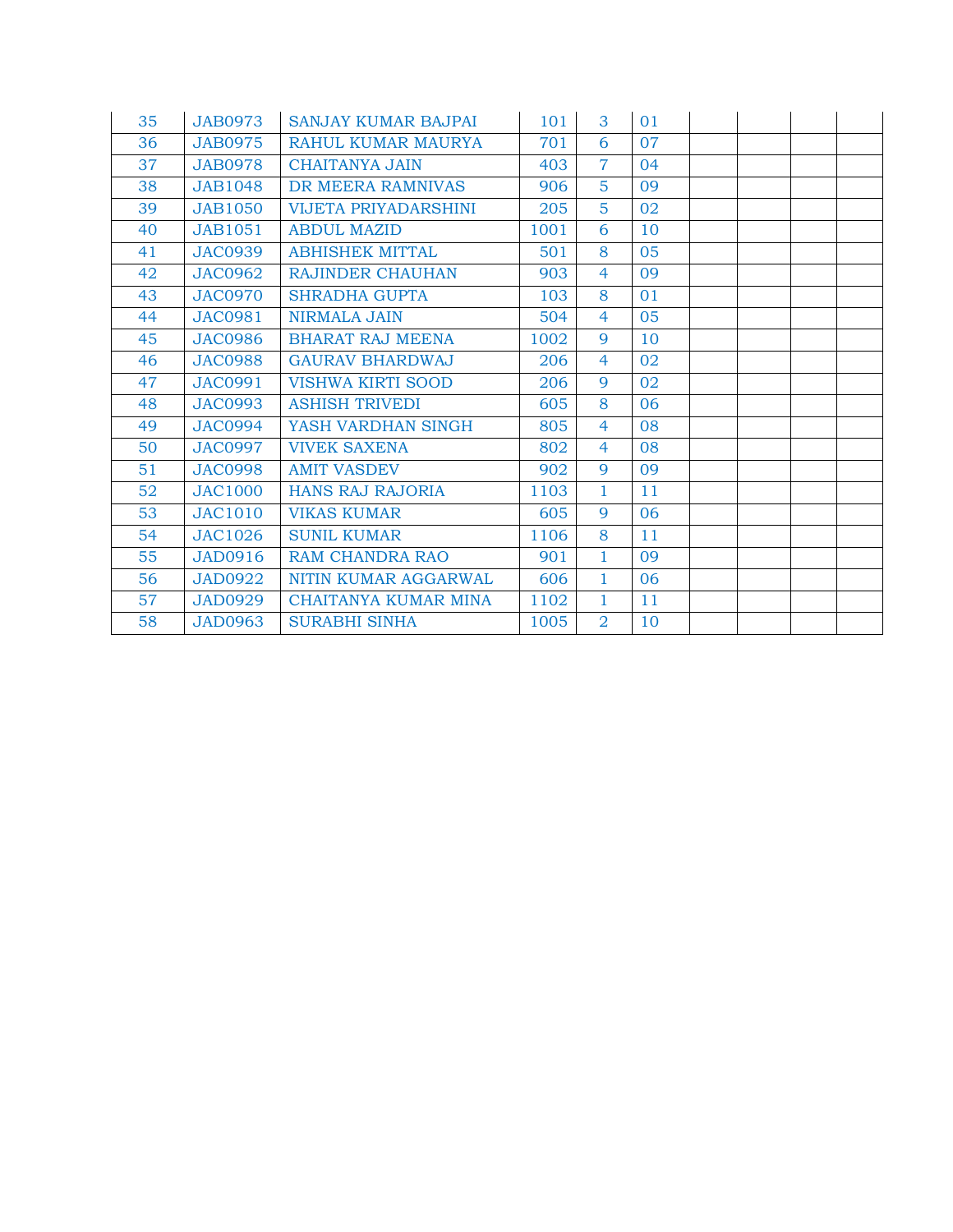| | | | | | | | | | |
|---|---|---|---|---|---|---|---|---|---|
| 35 | JAB0973 | SANJAY KUMAR BAJPAI | 101 | 3 | 01 | | | | |
| 36 | JAB0975 | RAHUL KUMAR MAURYA | 701 | 6 | 07 | | | | |
| 37 | JAB0978 | CHAITANYA JAIN | 403 | 7 | 04 | | | | |
| 38 | JAB1048 | DR MEERA RAMNIVAS | 906 | 5 | 09 | | | | |
| 39 | JAB1050 | VIJETA PRIYADARSHINI | 205 | 5 | 02 | | | | |
| 40 | JAB1051 | ABDUL MAZID | 1001 | 6 | 10 | | | | |
| 41 | JAC0939 | ABHISHEK MITTAL | 501 | 8 | 05 | | | | |
| 42 | JAC0962 | RAJINDER CHAUHAN | 903 | 4 | 09 | | | | |
| 43 | JAC0970 | SHRADHA GUPTA | 103 | 8 | 01 | | | | |
| 44 | JAC0981 | NIRMALA JAIN | 504 | 4 | 05 | | | | |
| 45 | JAC0986 | BHARAT RAJ MEENA | 1002 | 9 | 10 | | | | |
| 46 | JAC0988 | GAURAV BHARDWAJ | 206 | 4 | 02 | | | | |
| 47 | JAC0991 | VISHWA KIRTI SOOD | 206 | 9 | 02 | | | | |
| 48 | JAC0993 | ASHISH TRIVEDI | 605 | 8 | 06 | | | | |
| 49 | JAC0994 | YASH VARDHAN SINGH | 805 | 4 | 08 | | | | |
| 50 | JAC0997 | VIVEK SAXENA | 802 | 4 | 08 | | | | |
| 51 | JAC0998 | AMIT VASDEV | 902 | 9 | 09 | | | | |
| 52 | JAC1000 | HANS RAJ RAJORIA | 1103 | 1 | 11 | | | | |
| 53 | JAC1010 | VIKAS KUMAR | 605 | 9 | 06 | | | | |
| 54 | JAC1026 | SUNIL KUMAR | 1106 | 8 | 11 | | | | |
| 55 | JAD0916 | RAM CHANDRA RAO | 901 | 1 | 09 | | | | |
| 56 | JAD0922 | NITIN KUMAR AGGARWAL | 606 | 1 | 06 | | | | |
| 57 | JAD0929 | CHAITANYA KUMAR MINA | 1102 | 1 | 11 | | | | |
| 58 | JAD0963 | SURABHI SINHA | 1005 | 2 | 10 | | | | |